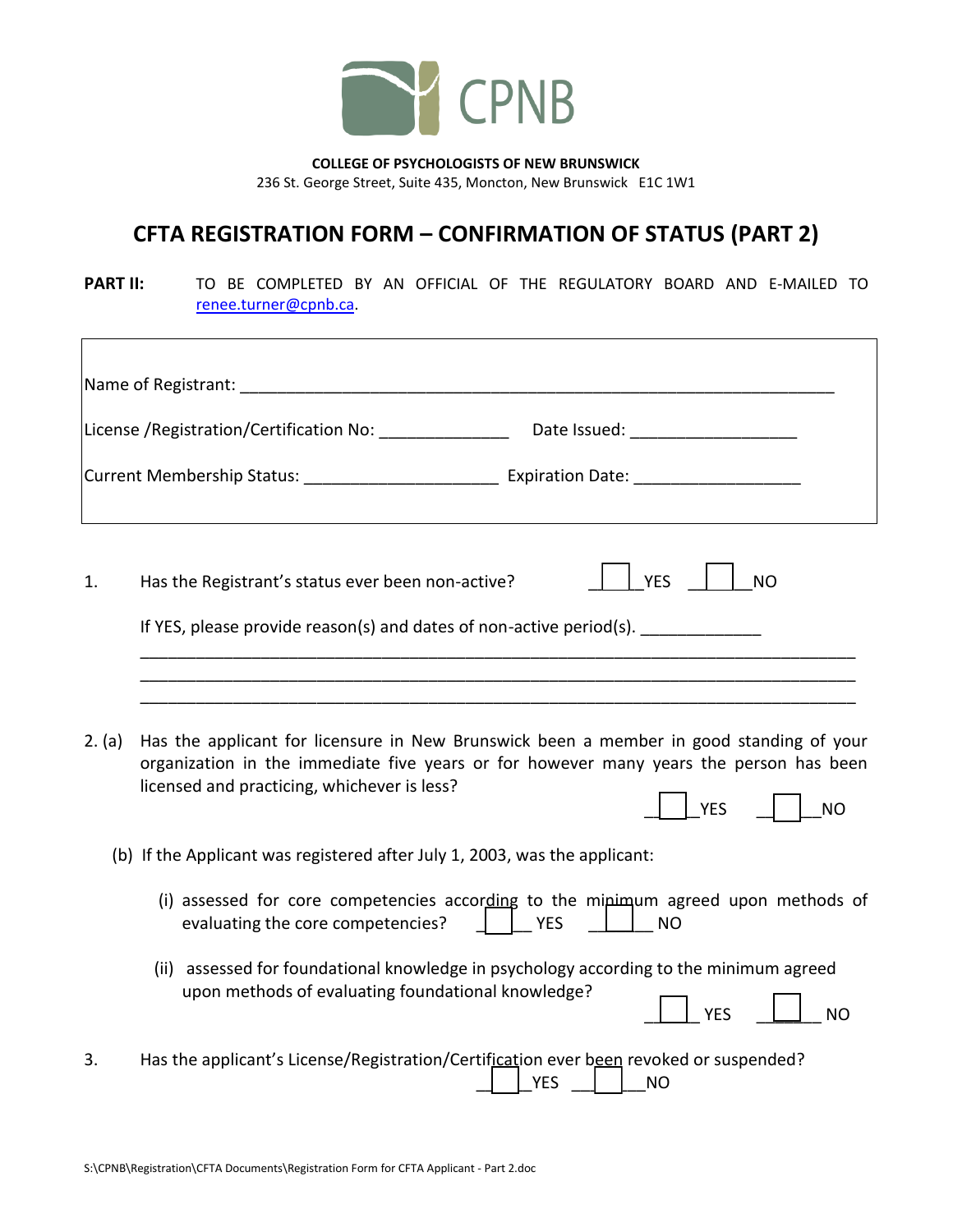**COLLEGE OF PSYCHOLOGISTS OF NEW BRUNSWICK**
236 St. George Street, Suite 435, Moncton, New Brunswick E1C 1W1

# CFTA REGISTRATION FORM – CONFIRMATION OF STATUS (PART 2)

**PART II:** TO BE COMPLETED BY AN OFFICIAL OF THE REGULATORY BOARD AND E-MAILED TO renee.turner@cpnb.ca.

Name of Registrant: ______________________________________________________________

License /Registration/Certification No: ______________ Date Issued: __________________

Current Membership Status: _____________________ Expiration Date: __________________

1. Has the Registrant's status ever been non-active? ☐ YES ☐ NO

   If YES, please provide reason(s) and dates of non-active period(s). _____________
   ____________________________________________________________________________
   ____________________________________________________________________________
   ____________________________________________________________________________

2. (a) Has the applicant for licensure in New Brunswick been a member in good standing of your organization in the immediate five years or for however many years the person has been licensed and practicing, whichever is less? ☐ YES ☐ NO

   (b) If the Applicant was registered after July 1, 2003, was the applicant:

   (i) assessed for core competencies according to the minimum agreed upon methods of evaluating the core competencies? ☐ YES ☐ NO

   (ii) assessed for foundational knowledge in psychology according to the minimum agreed upon methods of evaluating foundational knowledge? ☐ YES ☐ NO

3. Has the applicant's License/Registration/Certification ever been revoked or suspended? ☐ YES ☐ NO

S:\CPNB\Registration\CFTA Documents\Registration Form for CFTA Applicant - Part 2.doc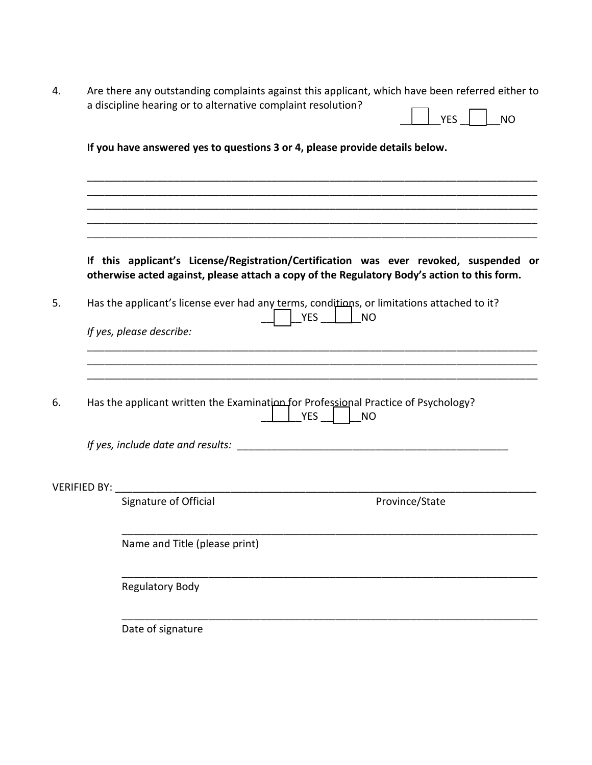4. Are there any outstanding complaints against this applicant, which have been referred either to a discipline hearing or to alternative complaint resolution?

   ☐ YES ☐ NO

**If you have answered yes to questions 3 or 4, please provide details below.**

_______________________________________________________________________________
_______________________________________________________________________________
_______________________________________________________________________________
_______________________________________________________________________________
_______________________________________________________________________________

**If this applicant's License/Registration/Certification was ever revoked, suspended or otherwise acted against, please attach a copy of the Regulatory Body's action to this form.**

5. Has the applicant's license ever had any terms, conditions, or limitations attached to it?

   ☐ YES ☐ NO

   *If yes, please describe:*

_______________________________________________________________________________
_______________________________________________________________________________
_______________________________________________________________________________

6. Has the applicant written the Examination for Professional Practice of Psychology?

   ☐ YES ☐ NO

   *If yes, include date and results:* ______________________________________________

VERIFIED BY: _______________________________________________________________

Signature of Official Province/State

_______________________________________________________________________________

Name and Title (please print)

_______________________________________________________________________________

Regulatory Body

_______________________________________________________________________________

Date of signature